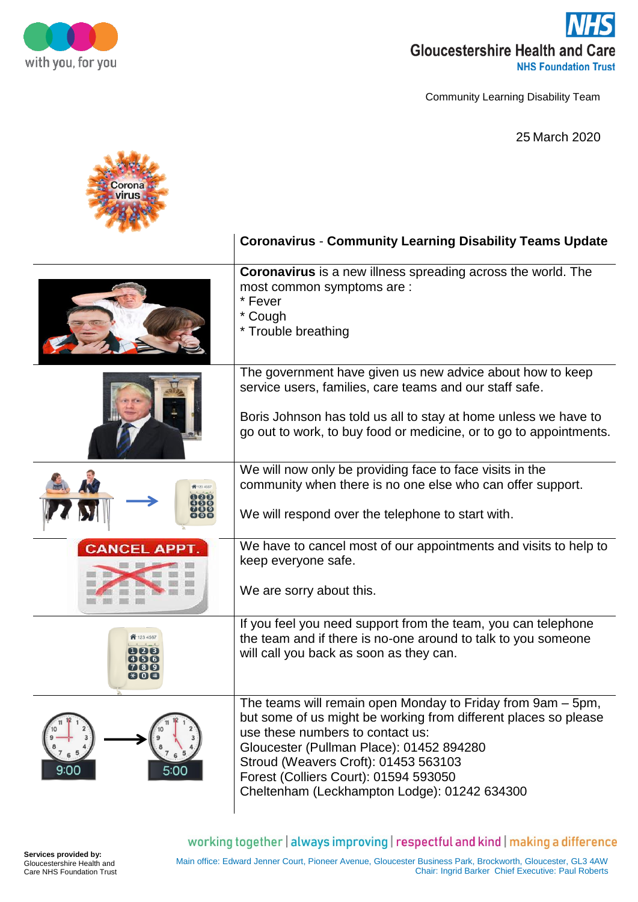Gloucestershire Health and Care
NHS Foundation Trust

with you, for you

Community Learning Disability Team

25 March 2020

## Coronavirus - Community Learning Disability Teams Update

**Coronavirus** is a new illness spreading across the world. The most common symptoms are :

* Fever
* Cough
* Trouble breathing

The government have given us new advice about how to keep service users, families, care teams and our staff safe.

Boris Johnson has told us all to stay at home unless we have to go out to work, to buy food or medicine, or to go to appointments.

We will now only be providing face to face visits in the community when there is no one else who can offer support.

We will respond over the telephone to start with.

We have to cancel most of our appointments and visits to help to keep everyone safe.

We are sorry about this.

If you feel you need support from the team, you can telephone the team and if there is no-one around to talk to you someone will call you back as soon as they can.

The teams will remain open Monday to Friday from 9am – 5pm, but some of us might be working from different places so please use these numbers to contact us:

Gloucester (Pullman Place): 01452 894280
Stroud (Weavers Croft): 01453 563103
Forest (Colliers Court): 01594 593050
Cheltenham (Leckhampton Lodge): 01242 634300

working together | always improving | respectful and kind | making a difference

Services provided by:
Gloucestershire Health and Care NHS Foundation Trust

Main office: Edward Jenner Court, Pioneer Avenue, Gloucester Business Park, Brockworth, Gloucester, GL3 4AW
Chair: Ingrid Barker Chief Executive: Paul Roberts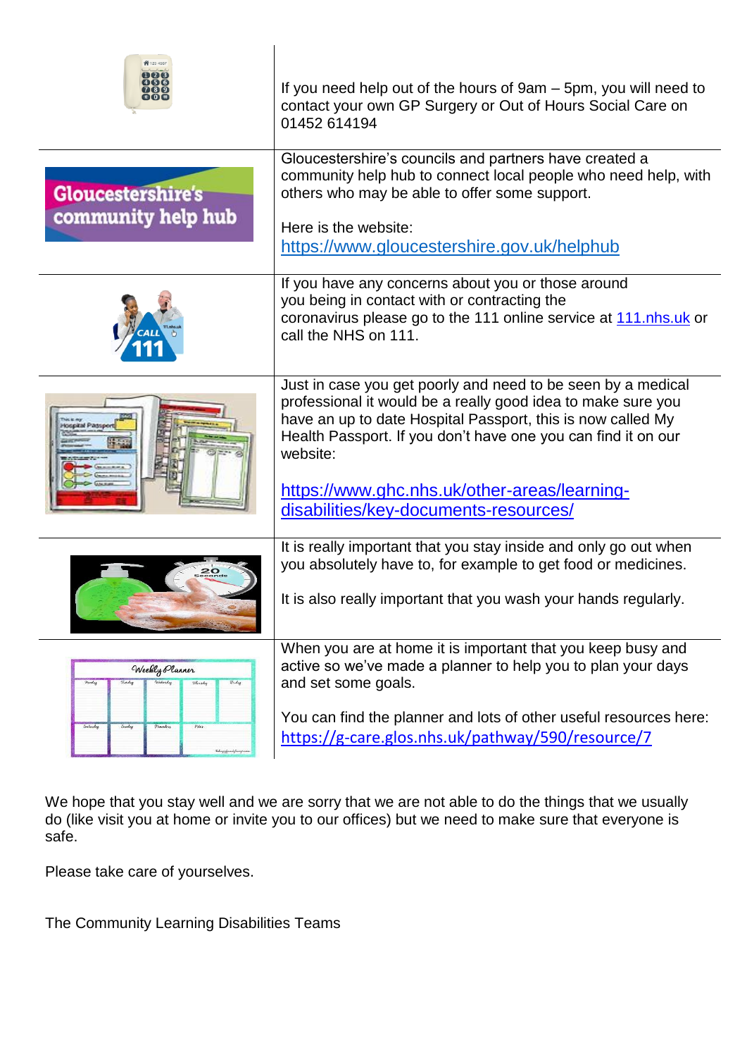| | |
|---|---|
| | If you need help out of the hours of 9am – 5pm, you will need to contact your own GP Surgery or Out of Hours Social Care on 01452 614194 |
| Gloucestershire's community help hub | Gloucestershire's councils and partners have created a community help hub to connect local people who need help, with others who may be able to offer some support.<br><br>Here is the website:<br>https://www.gloucestershire.gov.uk/helphub |
| CALL 111 | If you have any concerns about you or those around you being in contact with or contracting the coronavirus please go to the 111 online service at 111.nhs.uk or call the NHS on 111. |
| | Just in case you get poorly and need to be seen by a medical professional it would be a really good idea to make sure you have an up to date Hospital Passport, this is now called My Health Passport. If you don't have one you can find it on our website:<br><br>https://www.ghc.nhs.uk/other-areas/learning-disabilities/key-documents-resources/ |
| | It is really important that you stay inside and only go out when you absolutely have to, for example to get food or medicines.<br><br>It is also really important that you wash your hands regularly. |
| | When you are at home it is important that you keep busy and active so we've made a planner to help you to plan your days and set some goals.<br><br>You can find the planner and lots of other useful resources here:<br>https://g-care.glos.nhs.uk/pathway/590/resource/7 |

We hope that you stay well and we are sorry that we are not able to do the things that we usually do (like visit you at home or invite you to our offices) but we need to make sure that everyone is safe.

Please take care of yourselves.

The Community Learning Disabilities Teams